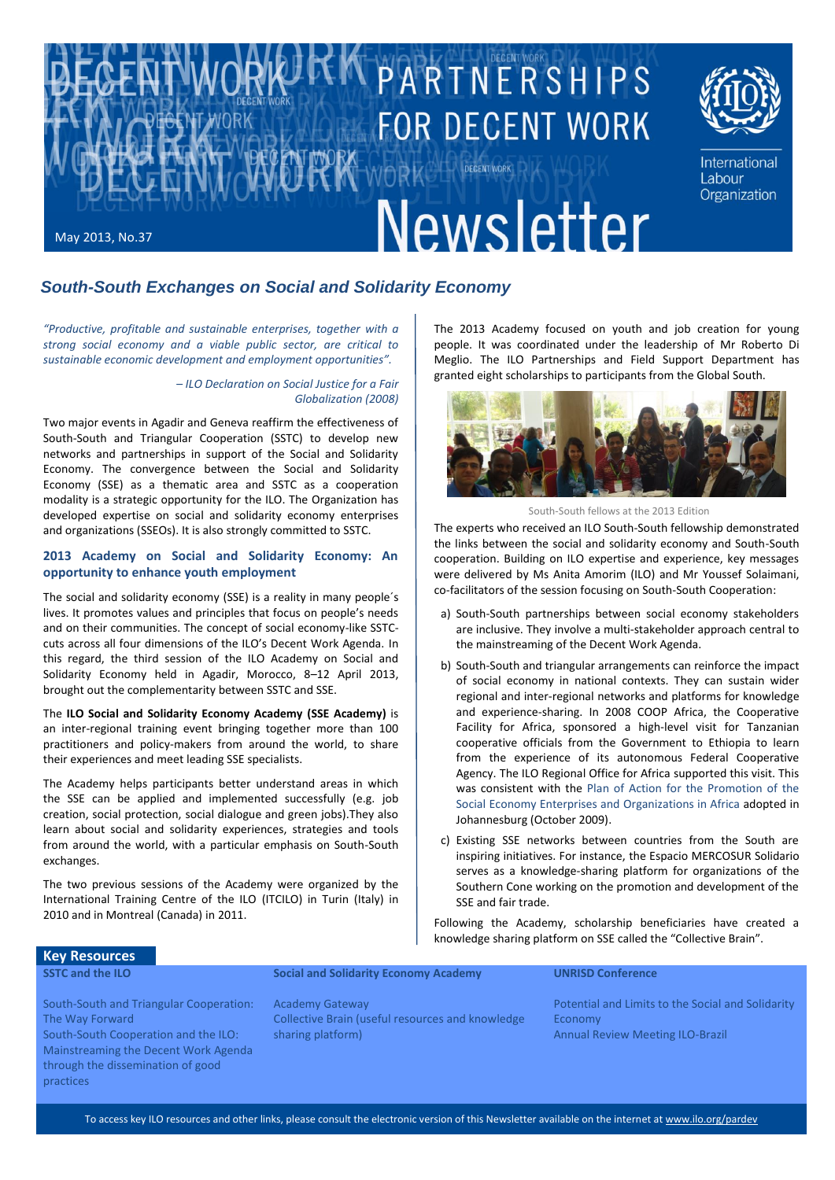# PARTNERSHIPS FOR DECENT WORK Newsletter

May 2013, No.37

International Labour Organization

## South-South Exchanges on Social and Solidarity Economy

*"Productive, profitable and sustainable enterprises, together with a strong social economy and a viable public sector, are critical to sustainable economic development and employment opportunities".*

*– ILO Declaration on Social Justice for a Fair Globalization (2008)*

Two major events in Agadir and Geneva reaffirm the effectiveness of South-South and Triangular Cooperation (SSTC) to develop new networks and partnerships in support of the Social and Solidarity Economy. The convergence between the Social and Solidarity Economy (SSE) as a thematic area and SSTC as a cooperation modality is a strategic opportunity for the ILO. The Organization has developed expertise on social and solidarity economy enterprises and organizations (SSEOs). It is also strongly committed to SSTC.

### 2013 Academy on Social and Solidarity Economy: An opportunity to enhance youth employment

The social and solidarity economy (SSE) is a reality in many people´s lives. It promotes values and principles that focus on people's needs and on their communities. The concept of social economy-like SSTC-cuts across all four dimensions of the ILO's Decent Work Agenda. In this regard, the third session of the ILO Academy on Social and Solidarity Economy held in Agadir, Morocco, 8–12 April 2013, brought out the complementarity between SSTC and SSE.

The **ILO Social and Solidarity Economy Academy (SSE Academy)** is an inter-regional training event bringing together more than 100 practitioners and policy-makers from around the world, to share their experiences and meet leading SSE specialists.

The Academy helps participants better understand areas in which the SSE can be applied and implemented successfully (e.g. job creation, social protection, social dialogue and green jobs).They also learn about social and solidarity experiences, strategies and tools from around the world, with a particular emphasis on South-South exchanges.

The two previous sessions of the Academy were organized by the International Training Centre of the ILO (ITCILO) in Turin (Italy) in 2010 and in Montreal (Canada) in 2011.

The 2013 Academy focused on youth and job creation for young people. It was coordinated under the leadership of Mr Roberto Di Meglio. The ILO Partnerships and Field Support Department has granted eight scholarships to participants from the Global South.

South-South fellows at the 2013 Edition

The experts who received an ILO South-South fellowship demonstrated the links between the social and solidarity economy and South-South cooperation. Building on ILO expertise and experience, key messages were delivered by Ms Anita Amorim (ILO) and Mr Youssef Solaimani, co-facilitators of the session focusing on South-South Cooperation:

a) South-South partnerships between social economy stakeholders are inclusive. They involve a multi-stakeholder approach central to the mainstreaming of the Decent Work Agenda.

b) South-South and triangular arrangements can reinforce the impact of social economy in national contexts. They can sustain wider regional and inter-regional networks and platforms for knowledge and experience-sharing. In 2008 COOP Africa, the Cooperative Facility for Africa, sponsored a high-level visit for Tanzanian cooperative officials from the Government to Ethiopia to learn from the experience of its autonomous Federal Cooperative Agency. The ILO Regional Office for Africa supported this visit. This was consistent with the Plan of Action for the Promotion of the Social Economy Enterprises and Organizations in Africa adopted in Johannesburg (October 2009).

c) Existing SSE networks between countries from the South are inspiring initiatives. For instance, the Espacio MERCOSUR Solidario serves as a knowledge-sharing platform for organizations of the Southern Cone working on the promotion and development of the SSE and fair trade.

Following the Academy, scholarship beneficiaries have created a knowledge sharing platform on SSE called the "Collective Brain".

### Key Resources

**SSTC and the ILO**

South-South and Triangular Cooperation: The Way Forward
South-South Cooperation and the ILO: Mainstreaming the Decent Work Agenda through the dissemination of good practices

**Social and Solidarity Economy Academy**

Academy Gateway
Collective Brain (useful resources and knowledge sharing platform)

**UNRISD Conference**

Potential and Limits to the Social and Solidarity Economy
Annual Review Meeting ILO-Brazil

To access key ILO resources and other links, please consult the electronic version of this Newsletter available on the internet at www.ilo.org/pardev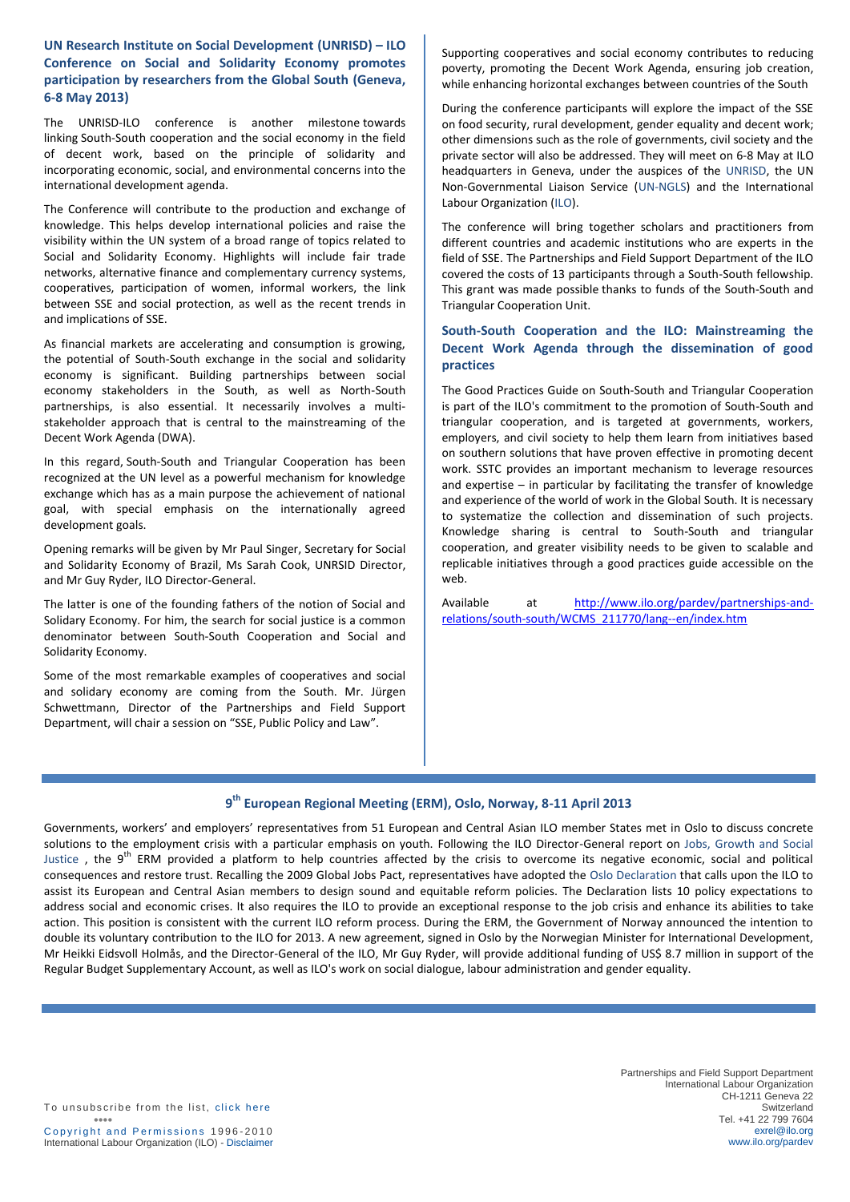### UN Research Institute on Social Development (UNRISD) – ILO Conference on Social and Solidarity Economy promotes participation by researchers from the Global South (Geneva, 6-8 May 2013)

The UNRISD-ILO conference is another milestone towards linking South-South cooperation and the social economy in the field of decent work, based on the principle of solidarity and incorporating economic, social, and environmental concerns into the international development agenda.

The Conference will contribute to the production and exchange of knowledge. This helps develop international policies and raise the visibility within the UN system of a broad range of topics related to Social and Solidarity Economy. Highlights will include fair trade networks, alternative finance and complementary currency systems, cooperatives, participation of women, informal workers, the link between SSE and social protection, as well as the recent trends in and implications of SSE.

As financial markets are accelerating and consumption is growing, the potential of South-South exchange in the social and solidarity economy is significant. Building partnerships between social economy stakeholders in the South, as well as North-South partnerships, is also essential. It necessarily involves a multi-stakeholder approach that is central to the mainstreaming of the Decent Work Agenda (DWA).

In this regard, South-South and Triangular Cooperation has been recognized at the UN level as a powerful mechanism for knowledge exchange which has as a main purpose the achievement of national goal, with special emphasis on the internationally agreed development goals.

Opening remarks will be given by Mr Paul Singer, Secretary for Social and Solidarity Economy of Brazil, Ms Sarah Cook, UNRSID Director, and Mr Guy Ryder, ILO Director-General.

The latter is one of the founding fathers of the notion of Social and Solidary Economy. For him, the search for social justice is a common denominator between South-South Cooperation and Social and Solidarity Economy.

Some of the most remarkable examples of cooperatives and social and solidary economy are coming from the South. Mr. Jürgen Schwettmann, Director of the Partnerships and Field Support Department, will chair a session on "SSE, Public Policy and Law".

Supporting cooperatives and social economy contributes to reducing poverty, promoting the Decent Work Agenda, ensuring job creation, while enhancing horizontal exchanges between countries of the South

During the conference participants will explore the impact of the SSE on food security, rural development, gender equality and decent work; other dimensions such as the role of governments, civil society and the private sector will also be addressed. They will meet on 6-8 May at ILO headquarters in Geneva, under the auspices of the UNRISD, the UN Non-Governmental Liaison Service (UN-NGLS) and the International Labour Organization (ILO).

The conference will bring together scholars and practitioners from different countries and academic institutions who are experts in the field of SSE. The Partnerships and Field Support Department of the ILO covered the costs of 13 participants through a South-South fellowship. This grant was made possible thanks to funds of the South-South and Triangular Cooperation Unit.

### South-South Cooperation and the ILO: Mainstreaming the Decent Work Agenda through the dissemination of good practices

The Good Practices Guide on South-South and Triangular Cooperation is part of the ILO's commitment to the promotion of South-South and triangular cooperation, and is targeted at governments, workers, employers, and civil society to help them learn from initiatives based on southern solutions that have proven effective in promoting decent work. SSTC provides an important mechanism to leverage resources and expertise – in particular by facilitating the transfer of knowledge and experience of the world of work in the Global South. It is necessary to systematize the collection and dissemination of such projects. Knowledge sharing is central to South-South and triangular cooperation, and greater visibility needs to be given to scalable and replicable initiatives through a good practices guide accessible on the web.

Available at http://www.ilo.org/pardev/partnerships-and-relations/south-south/WCMS_211770/lang--en/index.htm

### 9th European Regional Meeting (ERM), Oslo, Norway, 8-11 April 2013

Governments, workers' and employers' representatives from 51 European and Central Asian ILO member States met in Oslo to discuss concrete solutions to the employment crisis with a particular emphasis on youth. Following the ILO Director-General report on Jobs, Growth and Social Justice , the 9th ERM provided a platform to help countries affected by the crisis to overcome its negative economic, social and political consequences and restore trust. Recalling the 2009 Global Jobs Pact, representatives have adopted the Oslo Declaration that calls upon the ILO to assist its European and Central Asian members to design sound and equitable reform policies. The Declaration lists 10 policy expectations to address social and economic crises. It also requires the ILO to provide an exceptional response to the job crisis and enhance its abilities to take action. This position is consistent with the current ILO reform process. During the ERM, the Government of Norway announced the intention to double its voluntary contribution to the ILO for 2013. A new agreement, signed in Oslo by the Norwegian Minister for International Development, Mr Heikki Eidsvoll Holmås, and the Director-General of the ILO, Mr Guy Ryder, will provide additional funding of US$ 8.7 million in support of the Regular Budget Supplementary Account, as well as ILO's work on social dialogue, labour administration and gender equality.

To unsubscribe from the list, click here

Copyright and Permissions 1996-2010
International Labour Organization (ILO) - Disclaimer

Partnerships and Field Support Department
International Labour Organization
CH-1211 Geneva 22
Switzerland
Tel. +41 22 799 7604
exrel@ilo.org
www.ilo.org/pardev